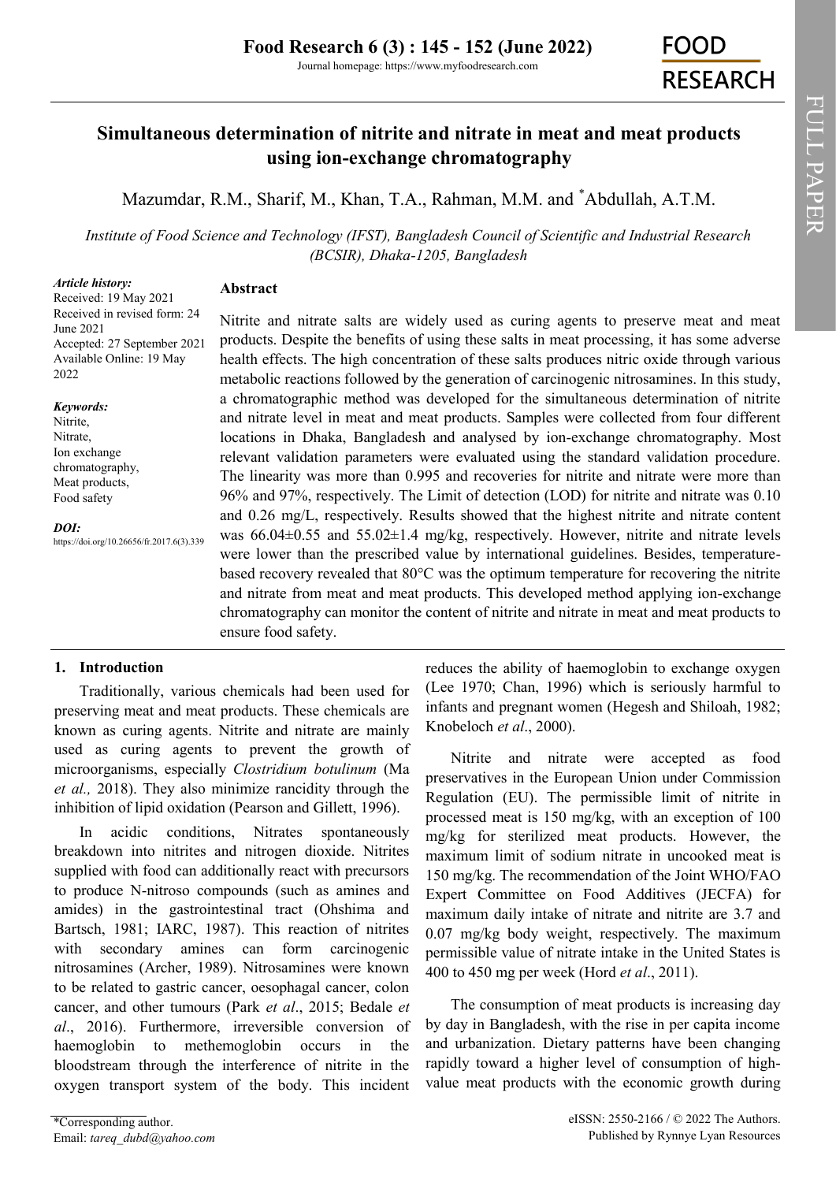# Simultaneous determination of nitrite and nitrate in meat and meat products using ion-exchange chromatography

Mazumdar, R.M., Sharif, M., Khan, T.A., Rahman, M.M. and *Abdullah, A.T.M.

*Institute of Food Science and Technology (IFST), Bangladesh Council of Scientific and Industrial Research (BCSIR), Dhaka-1205, Bangladesh*

*Article history:*
Received: 19 May 2021
Received in revised form: 24 June 2021
Accepted: 27 September 2021
Available Online: 19 May 2022

*Keywords:*
Nitrite,
Nitrate,
Ion exchange chromatography,
Meat products,
Food safety

*DOI:*
https://doi.org/10.26656/fr.2017.6(3).339

## Abstract

Nitrite and nitrate salts are widely used as curing agents to preserve meat and meat products. Despite the benefits of using these salts in meat processing, it has some adverse health effects. The high concentration of these salts produces nitric oxide through various metabolic reactions followed by the generation of carcinogenic nitrosamines. In this study, a chromatographic method was developed for the simultaneous determination of nitrite and nitrate level in meat and meat products. Samples were collected from four different locations in Dhaka, Bangladesh and analysed by ion-exchange chromatography. Most relevant validation parameters were evaluated using the standard validation procedure. The linearity was more than 0.995 and recoveries for nitrite and nitrate were more than 96% and 97%, respectively. The Limit of detection (LOD) for nitrite and nitrate was 0.10 and 0.26 mg/L, respectively. Results showed that the highest nitrite and nitrate content was 66.04±0.55 and 55.02±1.4 mg/kg, respectively. However, nitrite and nitrate levels were lower than the prescribed value by international guidelines. Besides, temperature-based recovery revealed that 80°C was the optimum temperature for recovering the nitrite and nitrate from meat and meat products. This developed method applying ion-exchange chromatography can monitor the content of nitrite and nitrate in meat and meat products to ensure food safety.

## 1. Introduction

Traditionally, various chemicals had been used for preserving meat and meat products. These chemicals are known as curing agents. Nitrite and nitrate are mainly used as curing agents to prevent the growth of microorganisms, especially *Clostridium botulinum* (Ma *et al.,* 2018). They also minimize rancidity through the inhibition of lipid oxidation (Pearson and Gillett, 1996).

In acidic conditions, Nitrates spontaneously breakdown into nitrites and nitrogen dioxide. Nitrites supplied with food can additionally react with precursors to produce N-nitroso compounds (such as amines and amides) in the gastrointestinal tract (Ohshima and Bartsch, 1981; IARC, 1987). This reaction of nitrites with secondary amines can form carcinogenic nitrosamines (Archer, 1989). Nitrosamines were known to be related to gastric cancer, oesophagal cancer, colon cancer, and other tumours (Park *et al*., 2015; Bedale *et al*., 2016). Furthermore, irreversible conversion of haemoglobin to methemoglobin occurs in the bloodstream through the interference of nitrite in the oxygen transport system of the body. This incident reduces the ability of haemoglobin to exchange oxygen (Lee 1970; Chan, 1996) which is seriously harmful to infants and pregnant women (Hegesh and Shiloah, 1982; Knobeloch *et al*., 2000).

Nitrite and nitrate were accepted as food preservatives in the European Union under Commission Regulation (EU). The permissible limit of nitrite in processed meat is 150 mg/kg, with an exception of 100 mg/kg for sterilized meat products. However, the maximum limit of sodium nitrate in uncooked meat is 150 mg/kg. The recommendation of the Joint WHO/FAO Expert Committee on Food Additives (JECFA) for maximum daily intake of nitrate and nitrite are 3.7 and 0.07 mg/kg body weight, respectively. The maximum permissible value of nitrate intake in the United States is 400 to 450 mg per week (Hord *et al*., 2011).

The consumption of meat products is increasing day by day in Bangladesh, with the rise in per capita income and urbanization. Dietary patterns have been changing rapidly toward a higher level of consumption of high-value meat products with the economic growth during

*Corresponding author.
Email: *tareq_dubd@yahoo.com*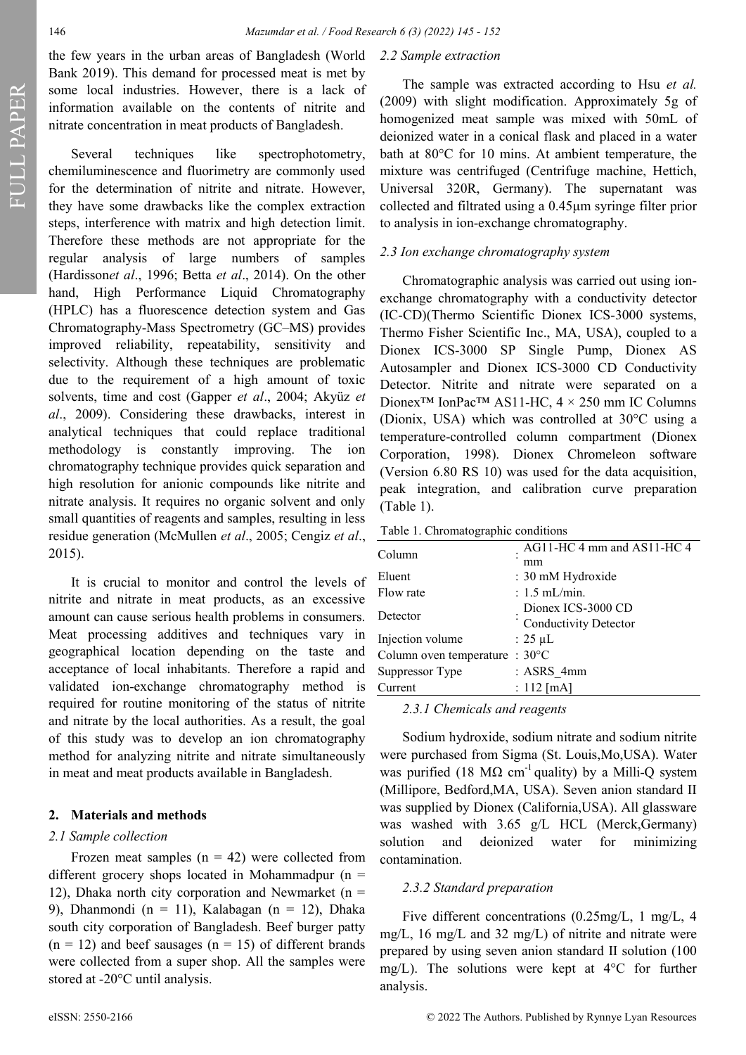the few years in the urban areas of Bangladesh (World Bank 2019). This demand for processed meat is met by some local industries. However, there is a lack of information available on the contents of nitrite and nitrate concentration in meat products of Bangladesh.

Several techniques like spectrophotometry, chemiluminescence and fluorimetry are commonly used for the determination of nitrite and nitrate. However, they have some drawbacks like the complex extraction steps, interference with matrix and high detection limit. Therefore these methods are not appropriate for the regular analysis of large numbers of samples (Hardisson*et al*., 1996; Betta *et al*., 2014). On the other hand, High Performance Liquid Chromatography (HPLC) has a fluorescence detection system and Gas Chromatography-Mass Spectrometry (GC–MS) provides improved reliability, repeatability, sensitivity and selectivity. Although these techniques are problematic due to the requirement of a high amount of toxic solvents, time and cost (Gapper *et al*., 2004; Akyüz *et al*., 2009). Considering these drawbacks, interest in analytical techniques that could replace traditional methodology is constantly improving. The ion chromatography technique provides quick separation and high resolution for anionic compounds like nitrite and nitrate analysis. It requires no organic solvent and only small quantities of reagents and samples, resulting in less residue generation (McMullen *et al*., 2005; Cengiz *et al*., 2015).

It is crucial to monitor and control the levels of nitrite and nitrate in meat products, as an excessive amount can cause serious health problems in consumers. Meat processing additives and techniques vary in geographical location depending on the taste and acceptance of local inhabitants. Therefore a rapid and validated ion-exchange chromatography method is required for routine monitoring of the status of nitrite and nitrate by the local authorities. As a result, the goal of this study was to develop an ion chromatography method for analyzing nitrite and nitrate simultaneously in meat and meat products available in Bangladesh.

## 2. Materials and methods

### *2.1 Sample collection*

Frozen meat samples (n = 42) were collected from different grocery shops located in Mohammadpur (n = 12), Dhaka north city corporation and Newmarket (n = 9), Dhanmondi (n = 11), Kalabagan (n = 12), Dhaka south city corporation of Bangladesh. Beef burger patty (n = 12) and beef sausages (n = 15) of different brands were collected from a super shop. All the samples were stored at -20°C until analysis.

### *2.2 Sample extraction*

The sample was extracted according to Hsu *et al.* (2009) with slight modification. Approximately 5g of homogenized meat sample was mixed with 50mL of deionized water in a conical flask and placed in a water bath at 80°C for 10 mins. At ambient temperature, the mixture was centrifuged (Centrifuge machine, Hettich, Universal 320R, Germany). The supernatant was collected and filtrated using a 0.45µm syringe filter prior to analysis in ion-exchange chromatography.

### *2.3 Ion exchange chromatography system*

Chromatographic analysis was carried out using ion-exchange chromatography with a conductivity detector (IC-CD)(Thermo Scientific Dionex ICS-3000 systems, Thermo Fisher Scientific Inc., MA, USA), coupled to a Dionex ICS-3000 SP Single Pump, Dionex AS Autosampler and Dionex ICS-3000 CD Conductivity Detector. Nitrite and nitrate were separated on a Dionex™ IonPac™ AS11-HC, 4 × 250 mm IC Columns (Dionix, USA) which was controlled at 30°C using a temperature-controlled column compartment (Dionex Corporation, 1998). Dionex Chromeleon software (Version 6.80 RS 10) was used for the data acquisition, peak integration, and calibration curve preparation (Table 1).

Table 1. Chromatographic conditions

| | |
|---|---|
| Column | : AG11-HC 4 mm and AS11-HC 4 mm |
| Eluent | : 30 mM Hydroxide |
| Flow rate | : 1.5 mL/min. |
| Detector | : Dionex ICS-3000 CD Conductivity Detector |
| Injection volume | : 25 µL |
| Column oven temperature | : 30°C |
| Suppressor Type | : ASRS_4mm |
| Current | : 112 [mA] |

#### *2.3.1 Chemicals and reagents*

Sodium hydroxide, sodium nitrate and sodium nitrite were purchased from Sigma (St. Louis,Mo,USA). Water was purified (18 MΩ $cm^{-1}$ quality) by a Milli-Q system (Millipore, Bedford,MA, USA). Seven anion standard II was supplied by Dionex (California,USA). All glassware was washed with 3.65 g/L HCL (Merck,Germany) solution and deionized water for minimizing contamination.

#### *2.3.2 Standard preparation*

Five different concentrations (0.25mg/L, 1 mg/L, 4 mg/L, 16 mg/L and 32 mg/L) of nitrite and nitrate were prepared by using seven anion standard II solution (100 mg/L). The solutions were kept at 4°C for further analysis.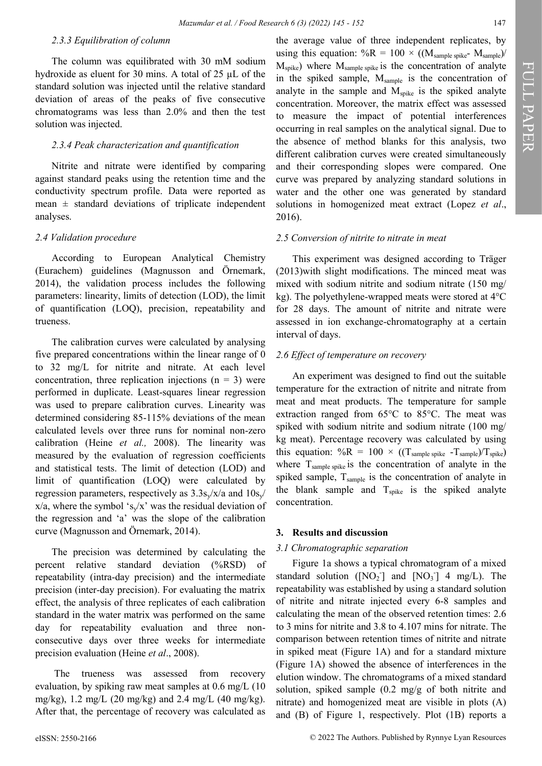### 2.3.3 Equilibration of column

The column was equilibrated with 30 mM sodium hydroxide as eluent for 30 mins. A total of 25 µL of the standard solution was injected until the relative standard deviation of areas of the peaks of five consecutive chromatograms was less than 2.0% and then the test solution was injected.

### 2.3.4 Peak characterization and quantification

Nitrite and nitrate were identified by comparing against standard peaks using the retention time and the conductivity spectrum profile. Data were reported as mean ± standard deviations of triplicate independent analyses.

## 2.4 Validation procedure

According to European Analytical Chemistry (Eurachem) guidelines (Magnusson and Örnemark, 2014), the validation process includes the following parameters: linearity, limits of detection (LOD), the limit of quantification (LOQ), precision, repeatability and trueness.

The calibration curves were calculated by analysing five prepared concentrations within the linear range of 0 to 32 mg/L for nitrite and nitrate. At each level concentration, three replication injections (n = 3) were performed in duplicate. Least-squares linear regression was used to prepare calibration curves. Linearity was determined considering 85-115% deviations of the mean calculated levels over three runs for nominal non-zero calibration (Heine *et al.,* 2008). The linearity was measured by the evaluation of regression coefficients and statistical tests. The limit of detection (LOD) and limit of quantification (LOQ) were calculated by regression parameters, respectively as $3.3s_y/x/a$ and $10s_y/x/a$, where the symbol '$s_y/x$' was the residual deviation of the regression and 'a' was the slope of the calibration curve (Magnusson and Örnemark, 2014).

The precision was determined by calculating the percent relative standard deviation (%RSD) of repeatability (intra-day precision) and the intermediate precision (inter-day precision). For evaluating the matrix effect, the analysis of three replicates of each calibration standard in the water matrix was performed on the same day for repeatability evaluation and three non-consecutive days over three weeks for intermediate precision evaluation (Heine *et al*., 2008).

The trueness was assessed from recovery evaluation, by spiking raw meat samples at 0.6 mg/L (10 mg/kg), 1.2 mg/L (20 mg/kg) and 2.4 mg/L (40 mg/kg). After that, the percentage of recovery was calculated as the average value of three independent replicates, by using this equation: $\%R = 100 \times ((M_{sample\ spike} - M_{sample})/M_{spike})$ where $M_{sample\ spike}$ is the concentration of analyte in the spiked sample, $M_{sample}$ is the concentration of analyte in the sample and $M_{spike}$ is the spiked analyte concentration. Moreover, the matrix effect was assessed to measure the impact of potential interferences occurring in real samples on the analytical signal. Due to the absence of method blanks for this analysis, two different calibration curves were created simultaneously and their corresponding slopes were compared. One curve was prepared by analyzing standard solutions in water and the other one was generated by standard solutions in homogenized meat extract (Lopez *et al*., 2016).

## 2.5 Conversion of nitrite to nitrate in meat

This experiment was designed according to Träger (2013)with slight modifications. The minced meat was mixed with sodium nitrite and sodium nitrate (150 mg/kg). The polyethylene-wrapped meats were stored at 4°C for 28 days. The amount of nitrite and nitrate were assessed in ion exchange-chromatography at a certain interval of days.

## 2.6 Effect of temperature on recovery

An experiment was designed to find out the suitable temperature for the extraction of nitrite and nitrate from meat and meat products. The temperature for sample extraction ranged from 65°C to 85°C. The meat was spiked with sodium nitrite and sodium nitrate (100 mg/kg meat). Percentage recovery was calculated by using this equation: $\%R = 100 \times ((T_{sample\ spike} - T_{sample})/T_{spike})$ where $T_{sample\ spike}$ is the concentration of analyte in the spiked sample, $T_{sample}$ is the concentration of analyte in the blank sample and $T_{spike}$ is the spiked analyte concentration.

# 3. Results and discussion

## 3.1 Chromatographic separation

Figure 1a shows a typical chromatogram of a mixed standard solution ($[NO_2^-]$ and $[NO_3^-]$ 4 mg/L). The repeatability was established by using a standard solution of nitrite and nitrate injected every 6-8 samples and calculating the mean of the observed retention times: 2.6 to 3 mins for nitrite and 3.8 to 4.107 mins for nitrate. The comparison between retention times of nitrite and nitrate in spiked meat (Figure 1A) and for a standard mixture (Figure 1A) showed the absence of interferences in the elution window. The chromatograms of a mixed standard solution, spiked sample (0.2 mg/g of both nitrite and nitrate) and homogenized meat are visible in plots (A) and (B) of Figure 1, respectively. Plot (1B) reports a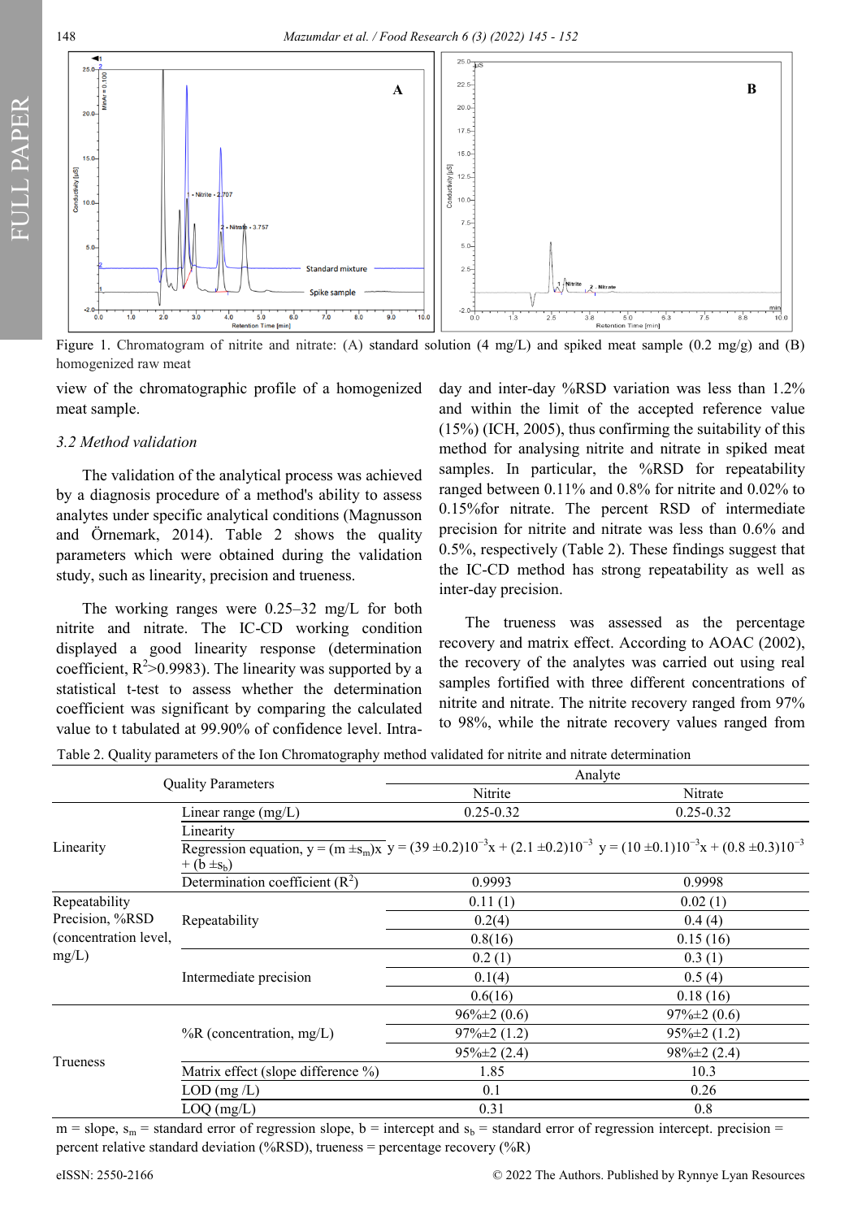Figure 1. Chromatogram of nitrite and nitrate: (A) standard solution (4 mg/L) and spiked meat sample (0.2 mg/g) and (B) homogenized raw meat

view of the chromatographic profile of a homogenized meat sample.

### 3.2 Method validation

The validation of the analytical process was achieved by a diagnosis procedure of a method's ability to assess analytes under specific analytical conditions (Magnusson and Örnemark, 2014). Table 2 shows the quality parameters which were obtained during the validation study, such as linearity, precision and trueness.

The working ranges were 0.25–32 mg/L for both nitrite and nitrate. The IC-CD working condition displayed a good linearity response (determination coefficient, $R^2$>0.9983). The linearity was supported by a statistical t-test to assess whether the determination coefficient was significant by comparing the calculated value to t tabulated at 99.90% of confidence level. Intra-day and inter-day %RSD variation was less than 1.2% and within the limit of the accepted reference value (15%) (ICH, 2005), thus confirming the suitability of this method for analysing nitrite and nitrate in spiked meat samples. In particular, the %RSD for repeatability ranged between 0.11% and 0.8% for nitrite and 0.02% to 0.15%for nitrate. The percent RSD of intermediate precision for nitrite and nitrate was less than 0.6% and 0.5%, respectively (Table 2). These findings suggest that the IC-CD method has strong repeatability as well as inter-day precision.

The trueness was assessed as the percentage recovery and matrix effect. According to AOAC (2002), the recovery of the analytes was carried out using real samples fortified with three different concentrations of nitrite and nitrate. The nitrite recovery ranged from 97% to 98%, while the nitrate recovery values ranged from

Table 2. Quality parameters of the Ion Chromatography method validated for nitrite and nitrate determination

| Quality Parameters | | Analyte | |
|---|---|---|---|
| | | Nitrite | Nitrate |
| Linearity | Linear range (mg/L) | 0.25-0.32 | 0.25-0.32 |
| | Linearity<br>Regression equation, y = (m $\pm s_m$)x + (b $\pm s_b$) | $y = (39 \pm 0.2)10^{-3}x + (2.1 \pm 0.2)10^{-3}$ | $y = (10 \pm 0.1)10^{-3}x + (0.8 \pm 0.3)10^{-3}$ |
| | Determination coefficient ($R^2$) | 0.9993 | 0.9998 |
| Repeatability Precision, %RSD (concentration level, mg/L) | Repeatability | 0.11 (1) | 0.02 (1) |
| | | 0.2(4) | 0.4 (4) |
| | | 0.8(16) | 0.15 (16) |
| | Intermediate precision | 0.2 (1) | 0.3 (1) |
| | | 0.1(4) | 0.5 (4) |
| | | 0.6(16) | 0.18 (16) |
| Trueness | %R (concentration, mg/L) | 96%±2 (0.6) | 97%±2 (0.6) |
| | | 97%±2 (1.2) | 95%±2 (1.2) |
| | | 95%±2 (2.4) | 98%±2 (2.4) |
| | Matrix effect (slope difference %) | 1.85 | 10.3 |
| | LOD (mg /L) | 0.1 | 0.26 |
| | LOQ (mg/L) | 0.31 | 0.8 |

m = slope, $s_m$ = standard error of regression slope, b = intercept and $s_b$ = standard error of regression intercept. precision = percent relative standard deviation (%RSD), trueness = percentage recovery (%R)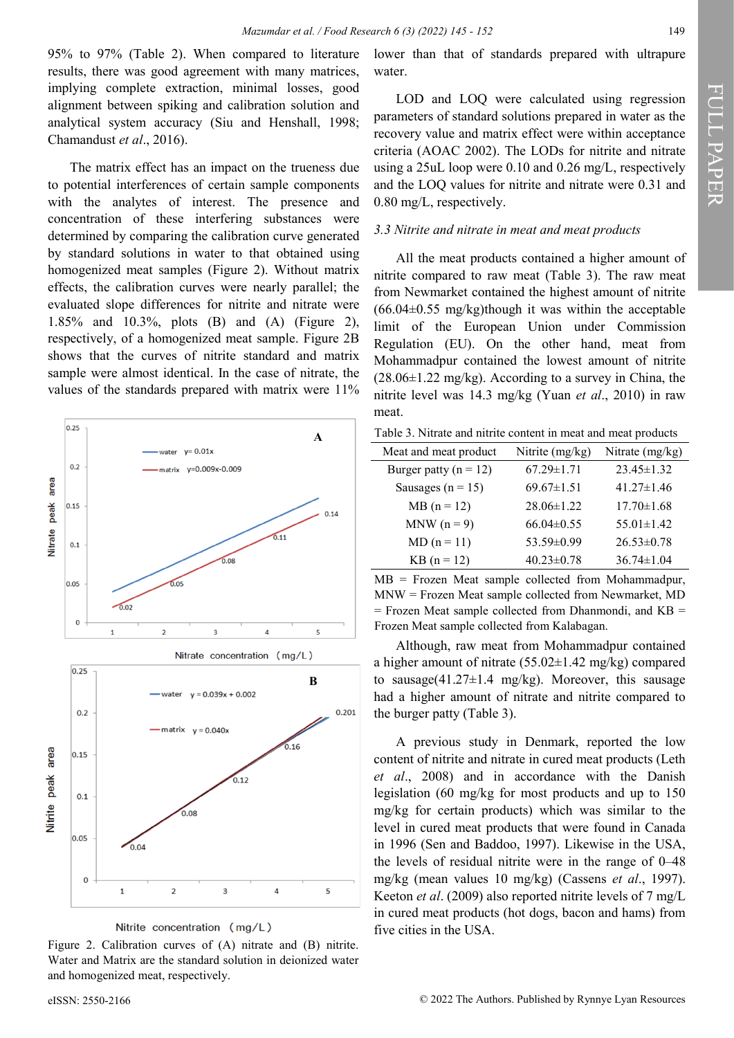95% to 97% (Table 2). When compared to literature results, there was good agreement with many matrices, implying complete extraction, minimal losses, good alignment between spiking and calibration solution and analytical system accuracy (Siu and Henshall, 1998; Chamandust *et al*., 2016).

The matrix effect has an impact on the trueness due to potential interferences of certain sample components with the analytes of interest. The presence and concentration of these interfering substances were determined by comparing the calibration curve generated by standard solutions in water to that obtained using homogenized meat samples (Figure 2). Without matrix effects, the calibration curves were nearly parallel; the evaluated slope differences for nitrite and nitrate were 1.85% and 10.3%, plots (B) and (A) (Figure 2), respectively, of a homogenized meat sample. Figure 2B shows that the curves of nitrite standard and matrix sample were almost identical. In the case of nitrate, the values of the standards prepared with matrix were 11% lower than that of standards prepared with ultrapure water.

Figure 2. Calibration curves of (A) nitrate and (B) nitrite. Water and Matrix are the standard solution in deionized water and homogenized meat, respectively.

LOD and LOQ were calculated using regression parameters of standard solutions prepared in water as the recovery value and matrix effect were within acceptance criteria (AOAC 2002). The LODs for nitrite and nitrate using a 25uL loop were 0.10 and 0.26 mg/L, respectively and the LOQ values for nitrite and nitrate were 0.31 and 0.80 mg/L, respectively.

### 3.3 Nitrite and nitrate in meat and meat products

All the meat products contained a higher amount of nitrite compared to raw meat (Table 3). The raw meat from Newmarket contained the highest amount of nitrite (66.04±0.55 mg/kg)though it was within the acceptable limit of the European Union under Commission Regulation (EU). On the other hand, meat from Mohammadpur contained the lowest amount of nitrite (28.06±1.22 mg/kg). According to a survey in China, the nitrite level was 14.3 mg/kg (Yuan *et al*., 2010) in raw meat.

Table 3. Nitrate and nitrite content in meat and meat products

| Meat and meat product | Nitrite (mg/kg) | Nitrate (mg/kg) |
|---|---|---|
| Burger patty (n = 12) | 67.29±1.71 | 23.45±1.32 |
| Sausages (n = 15) | 69.67±1.51 | 41.27±1.46 |
| MB (n = 12) | 28.06±1.22 | 17.70±1.68 |
| MNW (n = 9) | 66.04±0.55 | 55.01±1.42 |
| MD (n = 11) | 53.59±0.99 | 26.53±0.78 |
| KB (n = 12) | 40.23±0.78 | 36.74±1.04 |

MB = Frozen Meat sample collected from Mohammadpur, MNW = Frozen Meat sample collected from Newmarket, MD = Frozen Meat sample collected from Dhanmondi, and KB = Frozen Meat sample collected from Kalabagan.

Although, raw meat from Mohammadpur contained a higher amount of nitrate (55.02±1.42 mg/kg) compared to sausage(41.27±1.4 mg/kg). Moreover, this sausage had a higher amount of nitrate and nitrite compared to the burger patty (Table 3).

A previous study in Denmark, reported the low content of nitrite and nitrate in cured meat products (Leth *et al*., 2008) and in accordance with the Danish legislation (60 mg/kg for most products and up to 150 mg/kg for certain products) which was similar to the level in cured meat products that were found in Canada in 1996 (Sen and Baddoo, 1997). Likewise in the USA, the levels of residual nitrite were in the range of 0–48 mg/kg (mean values 10 mg/kg) (Cassens *et al*., 1997). Keeton *et al*. (2009) also reported nitrite levels of 7 mg/L in cured meat products (hot dogs, bacon and hams) from five cities in the USA.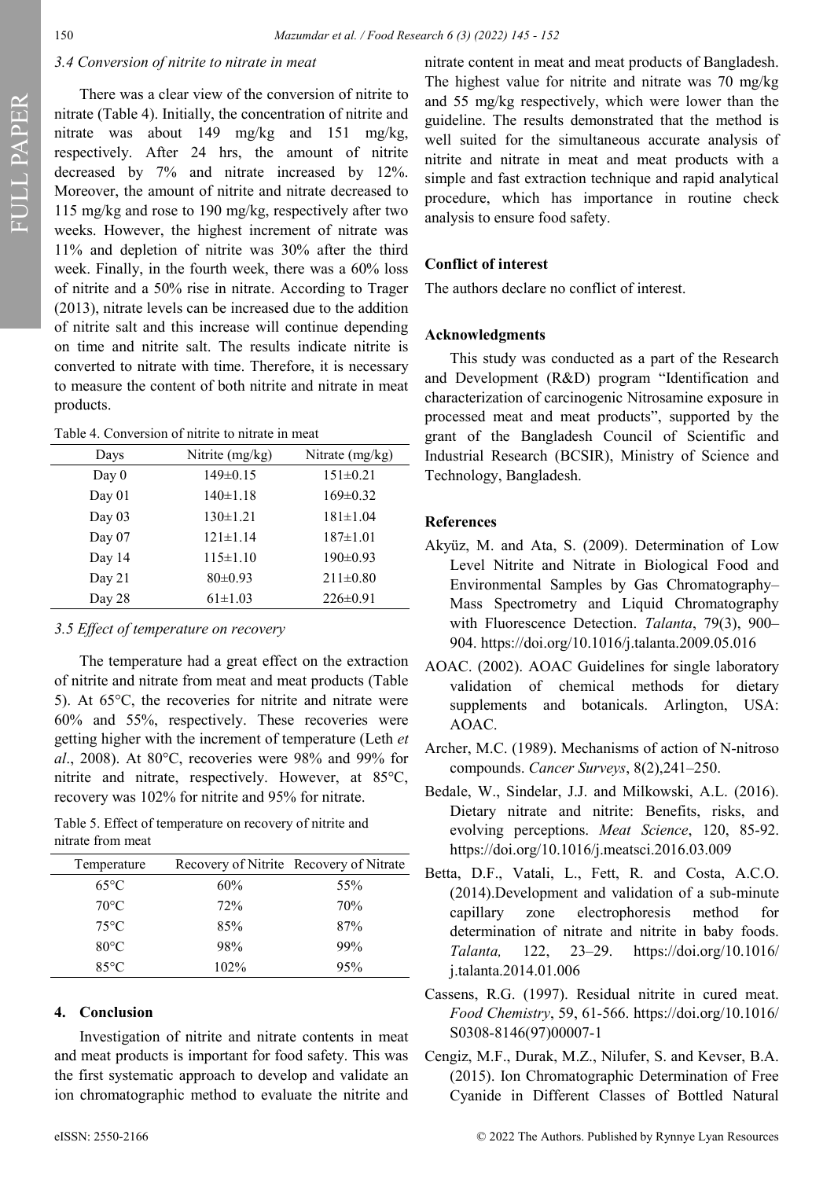### 3.4 Conversion of nitrite to nitrate in meat

There was a clear view of the conversion of nitrite to nitrate (Table 4). Initially, the concentration of nitrite and nitrate was about 149 mg/kg and 151 mg/kg, respectively. After 24 hrs, the amount of nitrite decreased by 7% and nitrate increased by 12%. Moreover, the amount of nitrite and nitrate decreased to 115 mg/kg and rose to 190 mg/kg, respectively after two weeks. However, the highest increment of nitrate was 11% and depletion of nitrite was 30% after the third week. Finally, in the fourth week, there was a 60% loss of nitrite and a 50% rise in nitrate. According to Trager (2013), nitrate levels can be increased due to the addition of nitrite salt and this increase will continue depending on time and nitrite salt. The results indicate nitrite is converted to nitrate with time. Therefore, it is necessary to measure the content of both nitrite and nitrate in meat products.

Table 4. Conversion of nitrite to nitrate in meat

| Days | Nitrite (mg/kg) | Nitrate (mg/kg) |
|---|---|---|
| Day 0 | 149±0.15 | 151±0.21 |
| Day 01 | 140±1.18 | 169±0.32 |
| Day 03 | 130±1.21 | 181±1.04 |
| Day 07 | 121±1.14 | 187±1.01 |
| Day 14 | 115±1.10 | 190±0.93 |
| Day 21 | 80±0.93 | 211±0.80 |
| Day 28 | 61±1.03 | 226±0.91 |

### 3.5 Effect of temperature on recovery

The temperature had a great effect on the extraction of nitrite and nitrate from meat and meat products (Table 5). At 65°C, the recoveries for nitrite and nitrate were 60% and 55%, respectively. These recoveries were getting higher with the increment of temperature (Leth *et al*., 2008). At 80°C, recoveries were 98% and 99% for nitrite and nitrate, respectively. However, at 85°C, recovery was 102% for nitrite and 95% for nitrate.

Table 5. Effect of temperature on recovery of nitrite and nitrate from meat

| Temperature | Recovery of Nitrite | Recovery of Nitrate |
|---|---|---|
| 65°C | 60% | 55% |
| 70°C | 72% | 70% |
| 75°C | 85% | 87% |
| 80°C | 98% | 99% |
| 85°C | 102% | 95% |

## 4. Conclusion

Investigation of nitrite and nitrate contents in meat and meat products is important for food safety. This was the first systematic approach to develop and validate an ion chromatographic method to evaluate the nitrite and nitrate content in meat and meat products of Bangladesh. The highest value for nitrite and nitrate was 70 mg/kg and 55 mg/kg respectively, which were lower than the guideline. The results demonstrated that the method is well suited for the simultaneous accurate analysis of nitrite and nitrate in meat and meat products with a simple and fast extraction technique and rapid analytical procedure, which has importance in routine check analysis to ensure food safety.

## Conflict of interest

The authors declare no conflict of interest.

## Acknowledgments

This study was conducted as a part of the Research and Development (R&D) program "Identification and characterization of carcinogenic Nitrosamine exposure in processed meat and meat products", supported by the grant of the Bangladesh Council of Scientific and Industrial Research (BCSIR), Ministry of Science and Technology, Bangladesh.

## References

Akyüz, M. and Ata, S. (2009). Determination of Low Level Nitrite and Nitrate in Biological Food and Environmental Samples by Gas Chromatography–Mass Spectrometry and Liquid Chromatography with Fluorescence Detection. *Talanta*, 79(3), 900–904. https://doi.org/10.1016/j.talanta.2009.05.016

AOAC. (2002). AOAC Guidelines for single laboratory validation of chemical methods for dietary supplements and botanicals. Arlington, USA: AOAC.

Archer, M.C. (1989). Mechanisms of action of N-nitroso compounds. *Cancer Surveys*, 8(2),241–250.

Bedale, W., Sindelar, J.J. and Milkowski, A.L. (2016). Dietary nitrate and nitrite: Benefits, risks, and evolving perceptions. *Meat Science*, 120, 85-92. https://doi.org/10.1016/j.meatsci.2016.03.009

Betta, D.F., Vatali, L., Fett, R. and Costa, A.C.O. (2014).Development and validation of a sub-minute capillary zone electrophoresis method for determination of nitrate and nitrite in baby foods. *Talanta,* 122, 23–29. https://doi.org/10.1016/j.talanta.2014.01.006

Cassens, R.G. (1997). Residual nitrite in cured meat. *Food Chemistry*, 59, 61-566. https://doi.org/10.1016/S0308-8146(97)00007-1

Cengiz, M.F., Durak, M.Z., Nilufer, S. and Kevser, B.A. (2015). Ion Chromatographic Determination of Free Cyanide in Different Classes of Bottled Natural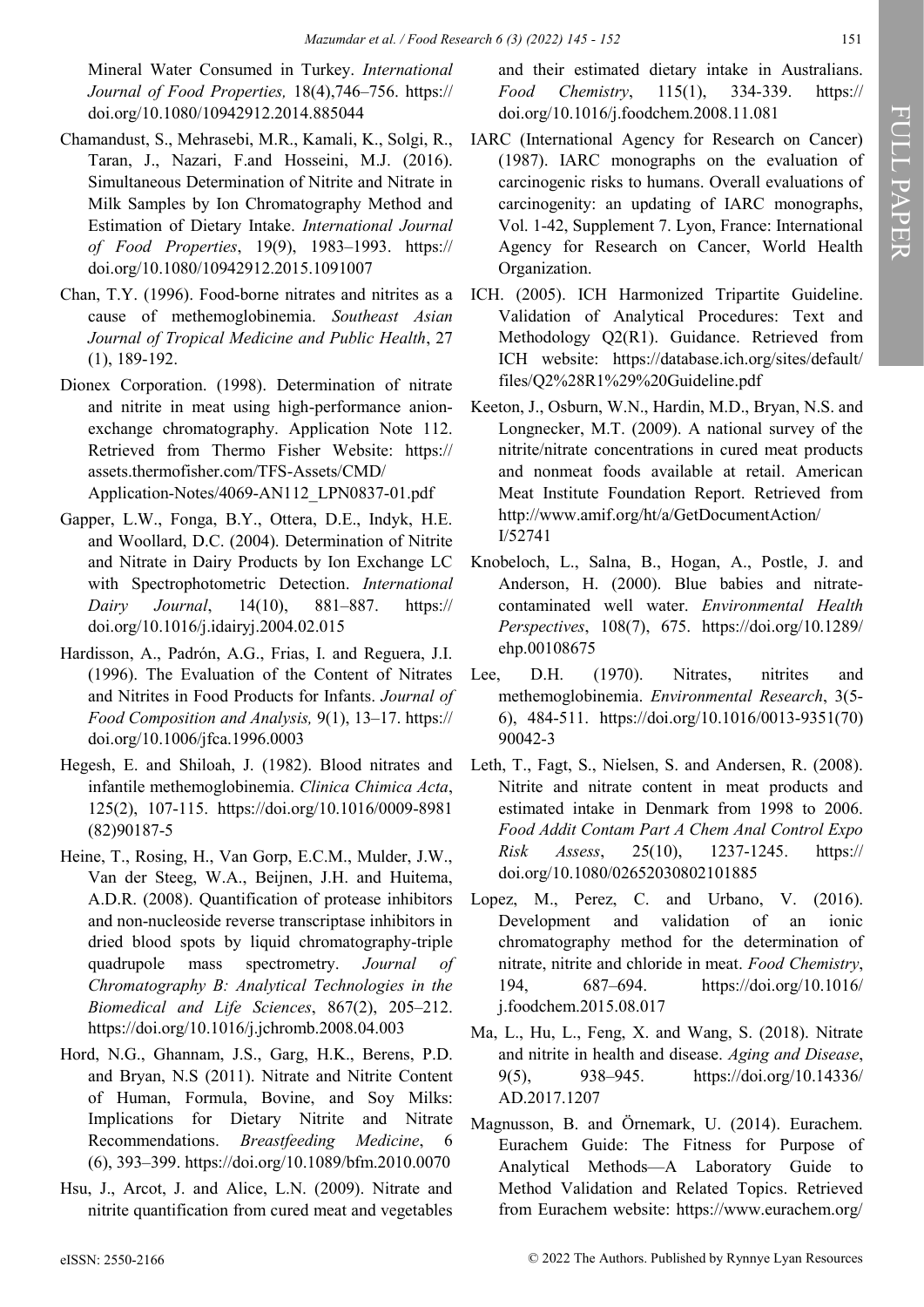Mineral Water Consumed in Turkey. *International Journal of Food Properties,* 18(4),746–756. https://doi.org/10.1080/10942912.2014.885044

Chamandust, S., Mehrasebi, M.R., Kamali, K., Solgi, R., Taran, J., Nazari, F.and Hosseini, M.J. (2016). Simultaneous Determination of Nitrite and Nitrate in Milk Samples by Ion Chromatography Method and Estimation of Dietary Intake. *International Journal of Food Properties*, 19(9), 1983–1993. https://doi.org/10.1080/10942912.2015.1091007

Chan, T.Y. (1996). Food-borne nitrates and nitrites as a cause of methemoglobinemia. *Southeast Asian Journal of Tropical Medicine and Public Health*, 27 (1), 189-192.

Dionex Corporation. (1998). Determination of nitrate and nitrite in meat using high-performance anion-exchange chromatography. Application Note 112. Retrieved from Thermo Fisher Website: https://assets.thermofisher.com/TFS-Assets/CMD/Application-Notes/4069-AN112_LPN0837-01.pdf

Gapper, L.W., Fonga, B.Y., Ottera, D.E., Indyk, H.E. and Woollard, D.C. (2004). Determination of Nitrite and Nitrate in Dairy Products by Ion Exchange LC with Spectrophotometric Detection. *International Dairy Journal*, 14(10), 881–887. https://doi.org/10.1016/j.idairyj.2004.02.015

Hardisson, A., Padrón, A.G., Frias, I. and Reguera, J.I. (1996). The Evaluation of the Content of Nitrates and Nitrites in Food Products for Infants. *Journal of Food Composition and Analysis,* 9(1), 13–17. https://doi.org/10.1006/jfca.1996.0003

Hegesh, E. and Shiloah, J. (1982). Blood nitrates and infantile methemoglobinemia. *Clinica Chimica Acta*, 125(2), 107-115. https://doi.org/10.1016/0009-8981(82)90187-5

Heine, T., Rosing, H., Van Gorp, E.C.M., Mulder, J.W., Van der Steeg, W.A., Beijnen, J.H. and Huitema, A.D.R. (2008). Quantification of protease inhibitors and non-nucleoside reverse transcriptase inhibitors in dried blood spots by liquid chromatography-triple quadrupole mass spectrometry. *Journal of Chromatography B: Analytical Technologies in the Biomedical and Life Sciences*, 867(2), 205–212. https://doi.org/10.1016/j.jchromb.2008.04.003

Hord, N.G., Ghannam, J.S., Garg, H.K., Berens, P.D. and Bryan, N.S (2011). Nitrate and Nitrite Content of Human, Formula, Bovine, and Soy Milks: Implications for Dietary Nitrite and Nitrate Recommendations. *Breastfeeding Medicine*, 6 (6), 393–399. https://doi.org/10.1089/bfm.2010.0070

Hsu, J., Arcot, J. and Alice, L.N. (2009). Nitrate and nitrite quantification from cured meat and vegetables and their estimated dietary intake in Australians. *Food Chemistry*, 115(1), 334-339. https://doi.org/10.1016/j.foodchem.2008.11.081

IARC (International Agency for Research on Cancer) (1987). IARC monographs on the evaluation of carcinogenic risks to humans. Overall evaluations of carcinogenity: an updating of IARC monographs, Vol. 1-42, Supplement 7. Lyon, France: International Agency for Research on Cancer, World Health Organization.

ICH. (2005). ICH Harmonized Tripartite Guideline. Validation of Analytical Procedures: Text and Methodology Q2(R1). Guidance. Retrieved from ICH website: https://database.ich.org/sites/default/files/Q2%28R1%29%20Guideline.pdf

Keeton, J., Osburn, W.N., Hardin, M.D., Bryan, N.S. and Longnecker, M.T. (2009). A national survey of the nitrite/nitrate concentrations in cured meat products and nonmeat foods available at retail. American Meat Institute Foundation Report. Retrieved from http://www.amif.org/ht/a/GetDocumentAction/I/52741

Knobeloch, L., Salna, B., Hogan, A., Postle, J. and Anderson, H. (2000). Blue babies and nitrate-contaminated well water. *Environmental Health Perspectives*, 108(7), 675. https://doi.org/10.1289/ehp.00108675

Lee, D.H. (1970). Nitrates, nitrites and methemoglobinemia. *Environmental Research*, 3(5-6), 484-511. https://doi.org/10.1016/0013-9351(70)90042-3

Leth, T., Fagt, S., Nielsen, S. and Andersen, R. (2008). Nitrite and nitrate content in meat products and estimated intake in Denmark from 1998 to 2006. *Food Addit Contam Part A Chem Anal Control Expo Risk Assess*, 25(10), 1237-1245. https://doi.org/10.1080/02652030802101885

Lopez, M., Perez, C. and Urbano, V. (2016). Development and validation of an ionic chromatography method for the determination of nitrate, nitrite and chloride in meat. *Food Chemistry*, 194, 687–694. https://doi.org/10.1016/j.foodchem.2015.08.017

Ma, L., Hu, L., Feng, X. and Wang, S. (2018). Nitrate and nitrite in health and disease. *Aging and Disease*, 9(5), 938–945. https://doi.org/10.14336/AD.2017.1207

Magnusson, B. and Örnemark, U. (2014). Eurachem. Eurachem Guide: The Fitness for Purpose of Analytical Methods—A Laboratory Guide to Method Validation and Related Topics. Retrieved from Eurachem website: https://www.eurachem.org/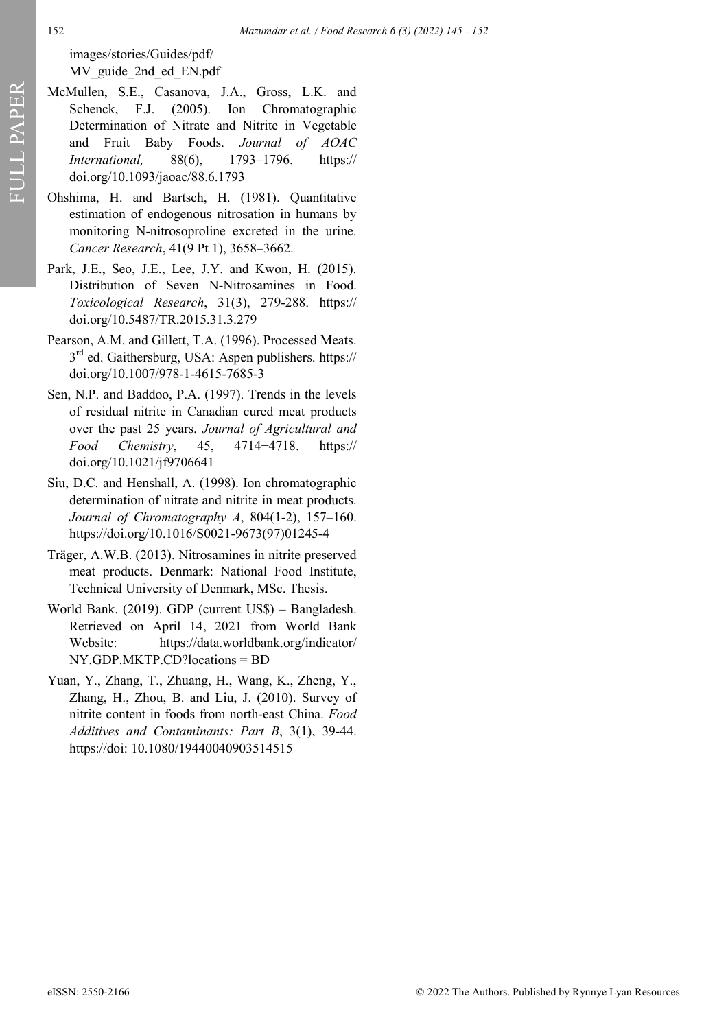images/stories/Guides/pdf/MV_guide_2nd_ed_EN.pdf

McMullen, S.E., Casanova, J.A., Gross, L.K. and Schenck, F.J. (2005). Ion Chromatographic Determination of Nitrate and Nitrite in Vegetable and Fruit Baby Foods. *Journal of AOAC International,* 88(6), 1793–1796. https://doi.org/10.1093/jaoac/88.6.1793

Ohshima, H. and Bartsch, H. (1981). Quantitative estimation of endogenous nitrosation in humans by monitoring N-nitrosoproline excreted in the urine. *Cancer Research*, 41(9 Pt 1), 3658–3662.

Park, J.E., Seo, J.E., Lee, J.Y. and Kwon, H. (2015). Distribution of Seven N-Nitrosamines in Food. *Toxicological Research*, 31(3), 279-288. https://doi.org/10.5487/TR.2015.31.3.279

Pearson, A.M. and Gillett, T.A. (1996). Processed Meats. 3rd ed. Gaithersburg, USA: Aspen publishers. https://doi.org/10.1007/978-1-4615-7685-3

Sen, N.P. and Baddoo, P.A. (1997). Trends in the levels of residual nitrite in Canadian cured meat products over the past 25 years. *Journal of Agricultural and Food Chemistry*, 45, 4714−4718. https://doi.org/10.1021/jf9706641

Siu, D.C. and Henshall, A. (1998). Ion chromatographic determination of nitrate and nitrite in meat products. *Journal of Chromatography A*, 804(1-2), 157–160. https://doi.org/10.1016/S0021-9673(97)01245-4

Träger, A.W.B. (2013). Nitrosamines in nitrite preserved meat products. Denmark: National Food Institute, Technical University of Denmark, MSc. Thesis.

World Bank. (2019). GDP (current US$) – Bangladesh. Retrieved on April 14, 2021 from World Bank Website: https://data.worldbank.org/indicator/NY.GDP.MKTP.CD?locations = BD

Yuan, Y., Zhang, T., Zhuang, H., Wang, K., Zheng, Y., Zhang, H., Zhou, B. and Liu, J. (2010). Survey of nitrite content in foods from north-east China. *Food Additives and Contaminants: Part B*, 3(1), 39-44. https://doi: 10.1080/19440040903514515